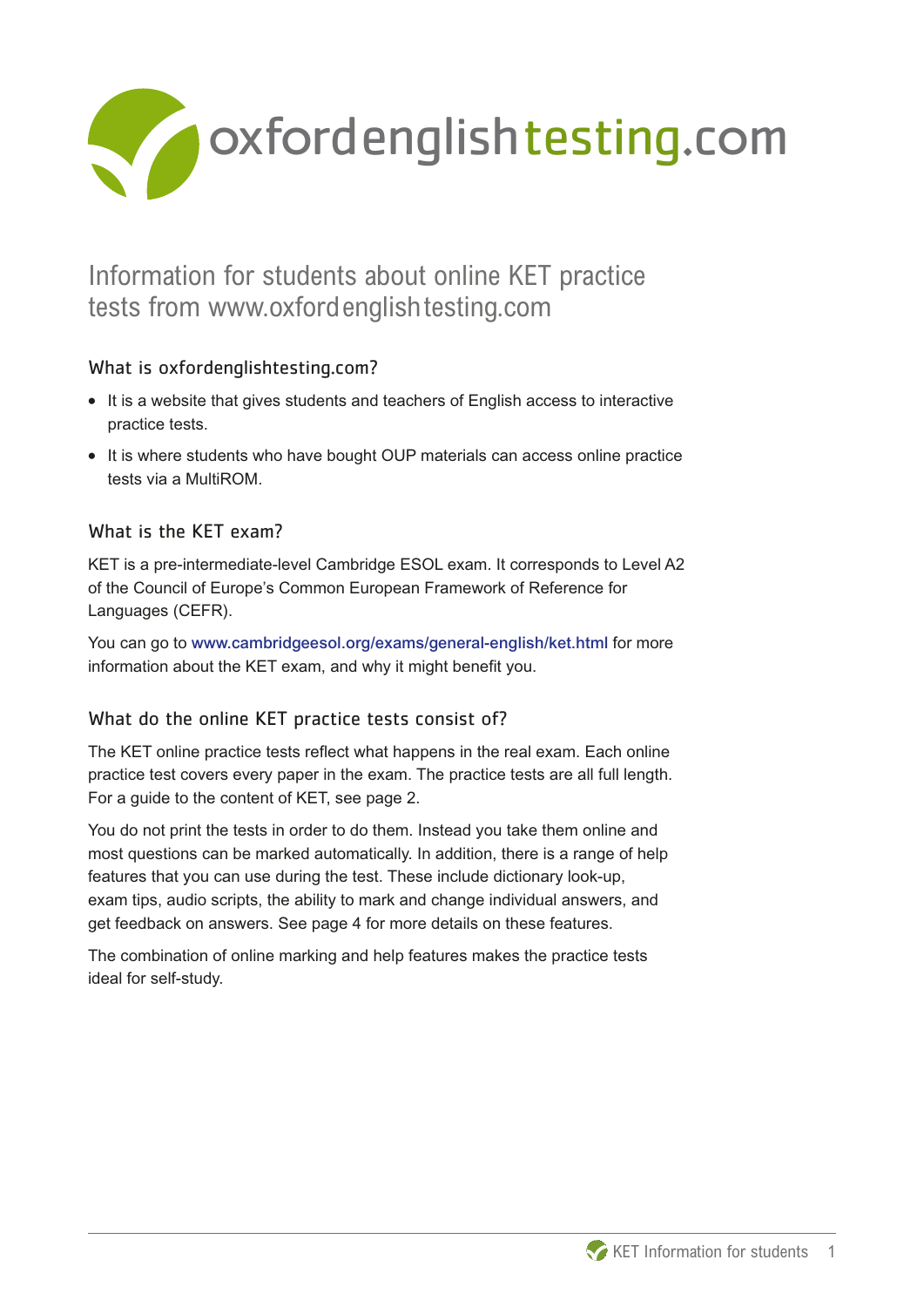# oxfordenglishtesting.com

## Information for students about online KET practice tests from www.oxfordenglishtesting.com

### What is oxfordenglishtesting.com?

- It is a website that gives students and teachers of English access to interactive practice tests.
- It is where students who have bought OUP materials can access online practice tests via a MultiROM.

### What is the KET exam?

KET is a pre-intermediate-level Cambridge ESOL exam. It corresponds to Level A2 of the Council of Europe's Common European Framework of Reference for Languages (CEFR).

You can go to www.cambridgeesol.org/exams/general-english/ket.html for more information about the KET exam, and why it might benefit you.

### What do the online KET practice tests consist of?

The KET online practice tests reflect what happens in the real exam. Each online practice test covers every paper in the exam. The practice tests are all full length. For a guide to the content of KET, see page 2.

You do not print the tests in order to do them. Instead you take them online and most questions can be marked automatically. In addition, there is a range of help features that you can use during the test. These include dictionary look-up, exam tips, audio scripts, the ability to mark and change individual answers, and get feedback on answers. See page 4 for more details on these features.

The combination of online marking and help features makes the practice tests ideal for self-study.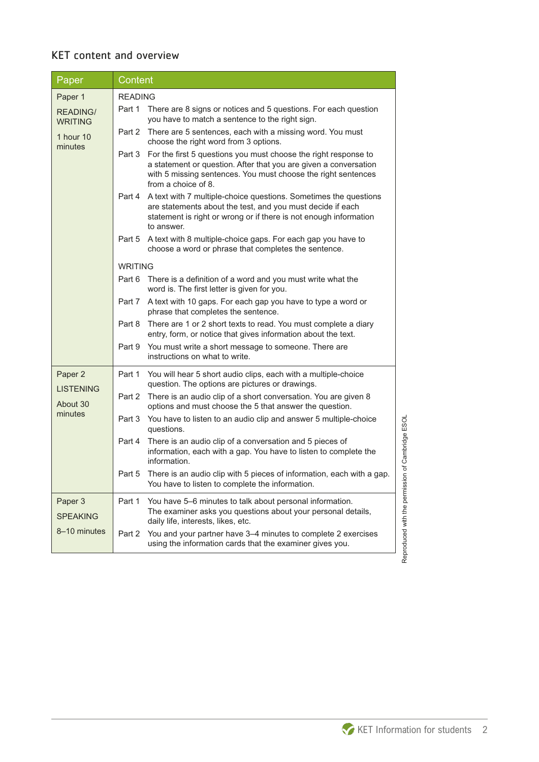## KET content and overview

| Paper | Content |
|---|---|
| Paper 1<br>READING/ WRITING<br>1 hour 10 minutes | READING<br>Part 1 There are 8 signs or notices and 5 questions. For each question you have to match a sentence to the right sign.<br>Part 2 There are 5 sentences, each with a missing word. You must choose the right word from 3 options.<br>Part 3 For the first 5 questions you must choose the right response to a statement or question. After that you are given a conversation with 5 missing sentences. You must choose the right sentences from a choice of 8.<br>Part 4 A text with 7 multiple-choice questions. Sometimes the questions are statements about the test, and you must decide if each statement is right or wrong or if there is not enough information to answer.<br>Part 5 A text with 8 multiple-choice gaps. For each gap you have to choose a word or phrase that completes the sentence.<br><br>WRITING<br>Part 6 There is a definition of a word and you must write what the word is. The first letter is given for you.<br>Part 7 A text with 10 gaps. For each gap you have to type a word or phrase that completes the sentence.<br>Part 8 There are 1 or 2 short texts to read. You must complete a diary entry, form, or notice that gives information about the text.<br>Part 9 You must write a short message to someone. There are instructions on what to write. |
| Paper 2<br>LISTENING<br>About 30 minutes | Part 1 You will hear 5 short audio clips, each with a multiple-choice question. The options are pictures or drawings.<br>Part 2 There is an audio clip of a short conversation. You are given 8 options and must choose the 5 that answer the question.<br>Part 3 You have to listen to an audio clip and answer 5 multiple-choice questions.<br>Part 4 There is an audio clip of a conversation and 5 pieces of information, each with a gap. You have to listen to complete the information.<br>Part 5 There is an audio clip with 5 pieces of information, each with a gap. You have to listen to complete the information. |
| Paper 3<br>SPEAKING<br>8–10 minutes | Part 1 You have 5–6 minutes to talk about personal information. The examiner asks you questions about your personal details, daily life, interests, likes, etc.<br>Part 2 You and your partner have 3–4 minutes to complete 2 exercises using the information cards that the examiner gives you. |

Reproduced with the permission of Cambridge ESOL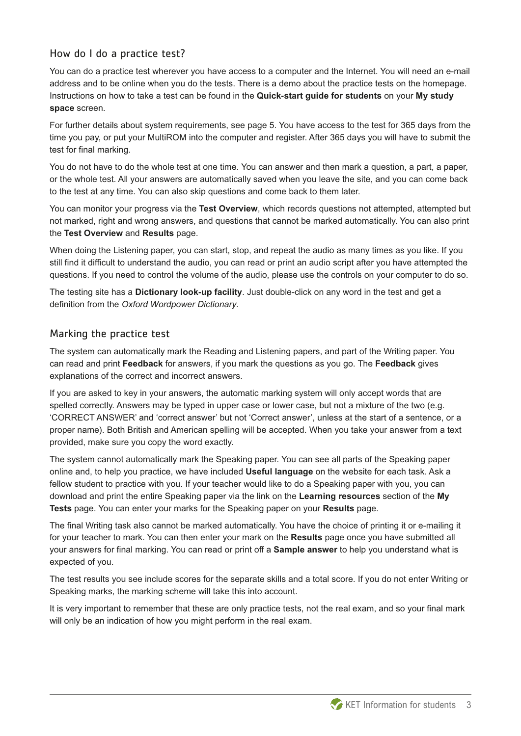## How do I do a practice test?

You can do a practice test wherever you have access to a computer and the Internet. You will need an e-mail address and to be online when you do the tests. There is a demo about the practice tests on the homepage. Instructions on how to take a test can be found in the **Quick-start guide for students** on your **My study space** screen.

For further details about system requirements, see page 5. You have access to the test for 365 days from the time you pay, or put your MultiROM into the computer and register. After 365 days you will have to submit the test for final marking.

You do not have to do the whole test at one time. You can answer and then mark a question, a part, a paper, or the whole test. All your answers are automatically saved when you leave the site, and you can come back to the test at any time. You can also skip questions and come back to them later.

You can monitor your progress via the **Test Overview**, which records questions not attempted, attempted but not marked, right and wrong answers, and questions that cannot be marked automatically. You can also print the **Test Overview** and **Results** page.

When doing the Listening paper, you can start, stop, and repeat the audio as many times as you like. If you still find it difficult to understand the audio, you can read or print an audio script after you have attempted the questions. If you need to control the volume of the audio, please use the controls on your computer to do so.

The testing site has a **Dictionary look-up facility**. Just double-click on any word in the test and get a definition from the *Oxford Wordpower Dictionary*.

## Marking the practice test

The system can automatically mark the Reading and Listening papers, and part of the Writing paper. You can read and print **Feedback** for answers, if you mark the questions as you go. The **Feedback** gives explanations of the correct and incorrect answers.

If you are asked to key in your answers, the automatic marking system will only accept words that are spelled correctly. Answers may be typed in upper case or lower case, but not a mixture of the two (e.g. 'CORRECT ANSWER' and 'correct answer' but not 'Correct answer', unless at the start of a sentence, or a proper name). Both British and American spelling will be accepted. When you take your answer from a text provided, make sure you copy the word exactly.

The system cannot automatically mark the Speaking paper. You can see all parts of the Speaking paper online and, to help you practice, we have included **Useful language** on the website for each task. Ask a fellow student to practice with you. If your teacher would like to do a Speaking paper with you, you can download and print the entire Speaking paper via the link on the **Learning resources** section of the **My Tests** page. You can enter your marks for the Speaking paper on your **Results** page.

The final Writing task also cannot be marked automatically. You have the choice of printing it or e-mailing it for your teacher to mark. You can then enter your mark on the **Results** page once you have submitted all your answers for final marking. You can read or print off a **Sample answer** to help you understand what is expected of you.

The test results you see include scores for the separate skills and a total score. If you do not enter Writing or Speaking marks, the marking scheme will take this into account.

It is very important to remember that these are only practice tests, not the real exam, and so your final mark will only be an indication of how you might perform in the real exam.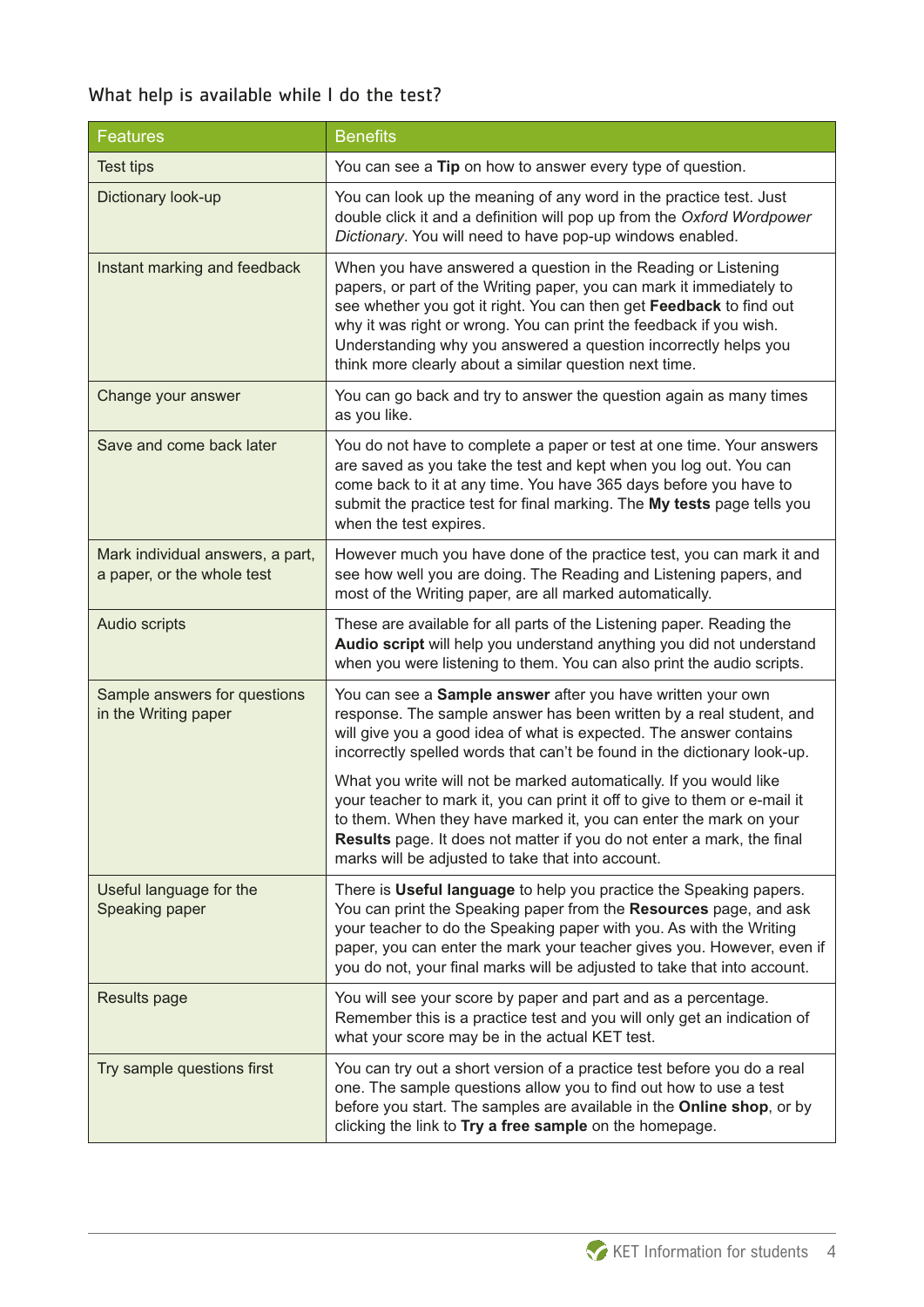## What help is available while I do the test?

| Features | Benefits |
|---|---|
| Test tips | You can see a **Tip** on how to answer every type of question. |
| Dictionary look-up | You can look up the meaning of any word in the practice test. Just double click it and a definition will pop up from the *Oxford Wordpower Dictionary*. You will need to have pop-up windows enabled. |
| Instant marking and feedback | When you have answered a question in the Reading or Listening papers, or part of the Writing paper, you can mark it immediately to see whether you got it right. You can then get **Feedback** to find out why it was right or wrong. You can print the feedback if you wish. Understanding why you answered a question incorrectly helps you think more clearly about a similar question next time. |
| Change your answer | You can go back and try to answer the question again as many times as you like. |
| Save and come back later | You do not have to complete a paper or test at one time. Your answers are saved as you take the test and kept when you log out. You can come back to it at any time. You have 365 days before you have to submit the practice test for final marking. The **My tests** page tells you when the test expires. |
| Mark individual answers, a part, a paper, or the whole test | However much you have done of the practice test, you can mark it and see how well you are doing. The Reading and Listening papers, and most of the Writing paper, are all marked automatically. |
| Audio scripts | These are available for all parts of the Listening paper. Reading the **Audio script** will help you understand anything you did not understand when you were listening to them. You can also print the audio scripts. |
| Sample answers for questions in the Writing paper | You can see a **Sample answer** after you have written your own response. The sample answer has been written by a real student, and will give you a good idea of what is expected. The answer contains incorrectly spelled words that can't be found in the dictionary look-up.<br><br>What you write will not be marked automatically. If you would like your teacher to mark it, you can print it off to give to them or e-mail it to them. When they have marked it, you can enter the mark on your **Results** page. It does not matter if you do not enter a mark, the final marks will be adjusted to take that into account. |
| Useful language for the Speaking paper | There is **Useful language** to help you practice the Speaking papers. You can print the Speaking paper from the **Resources** page, and ask your teacher to do the Speaking paper with you. As with the Writing paper, you can enter the mark your teacher gives you. However, even if you do not, your final marks will be adjusted to take that into account. |
| Results page | You will see your score by paper and part and as a percentage. Remember this is a practice test and you will only get an indication of what your score may be in the actual KET test. |
| Try sample questions first | You can try out a short version of a practice test before you do a real one. The sample questions allow you to find out how to use a test before you start. The samples are available in the **Online shop**, or by clicking the link to **Try a free sample** on the homepage. |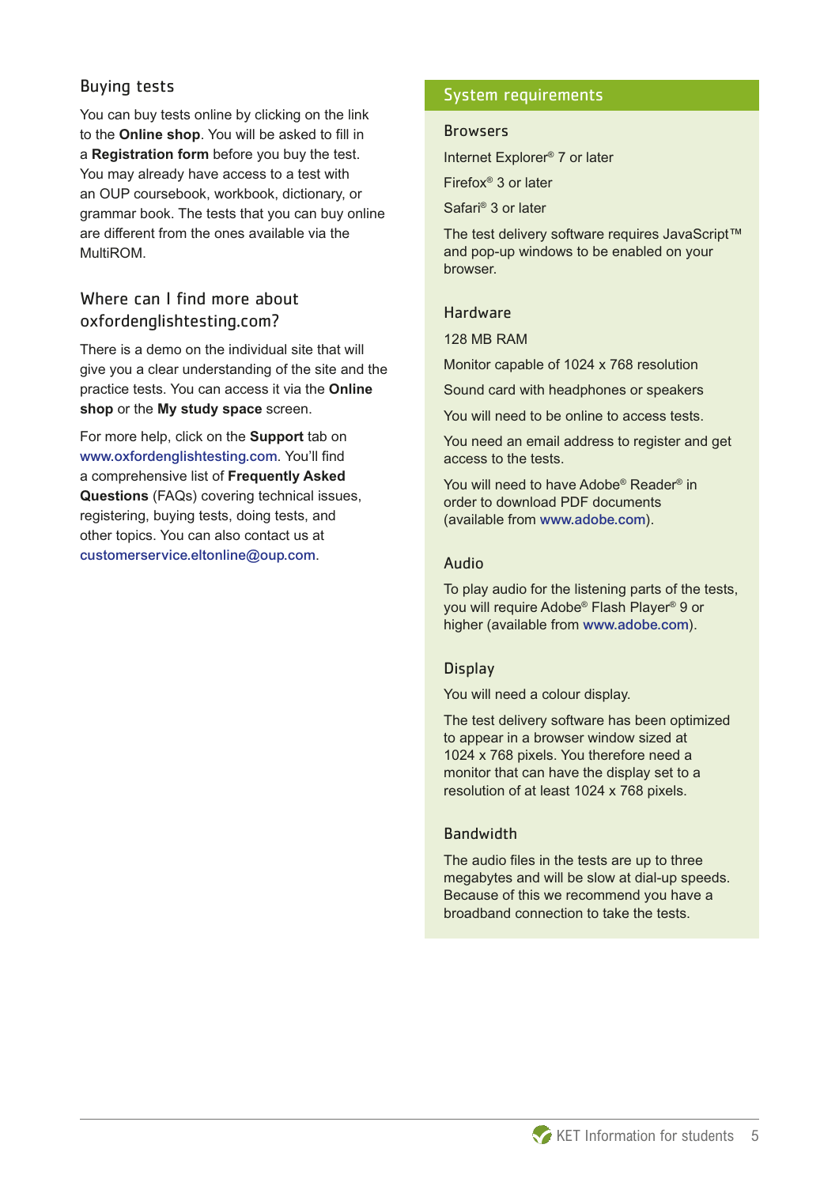## Buying tests

You can buy tests online by clicking on the link to the **Online shop**. You will be asked to fill in a **Registration form** before you buy the test. You may already have access to a test with an OUP coursebook, workbook, dictionary, or grammar book. The tests that you can buy online are different from the ones available via the MultiROM.

## Where can I find more about oxfordenglishtesting.com?

There is a demo on the individual site that will give you a clear understanding of the site and the practice tests. You can access it via the **Online shop** or the **My study space** screen.

For more help, click on the **Support** tab on www.oxfordenglishtesting.com. You'll find a comprehensive list of **Frequently Asked Questions** (FAQs) covering technical issues, registering, buying tests, doing tests, and other topics. You can also contact us at customerservice.eltonline@oup.com.

## System requirements

### Browsers

Internet Explorer® 7 or later

Firefox® 3 or later

Safari® 3 or later

The test delivery software requires JavaScript™ and pop-up windows to be enabled on your browser.

### Hardware

128 MB RAM

Monitor capable of 1024 x 768 resolution

Sound card with headphones or speakers

You will need to be online to access tests.

You need an email address to register and get access to the tests.

You will need to have Adobe® Reader® in order to download PDF documents (available from www.adobe.com).

### Audio

To play audio for the listening parts of the tests, you will require Adobe® Flash Player® 9 or higher (available from www.adobe.com).

### Display

You will need a colour display.

The test delivery software has been optimized to appear in a browser window sized at 1024 x 768 pixels. You therefore need a monitor that can have the display set to a resolution of at least 1024 x 768 pixels.

### Bandwidth

The audio files in the tests are up to three megabytes and will be slow at dial-up speeds. Because of this we recommend you have a broadband connection to take the tests.